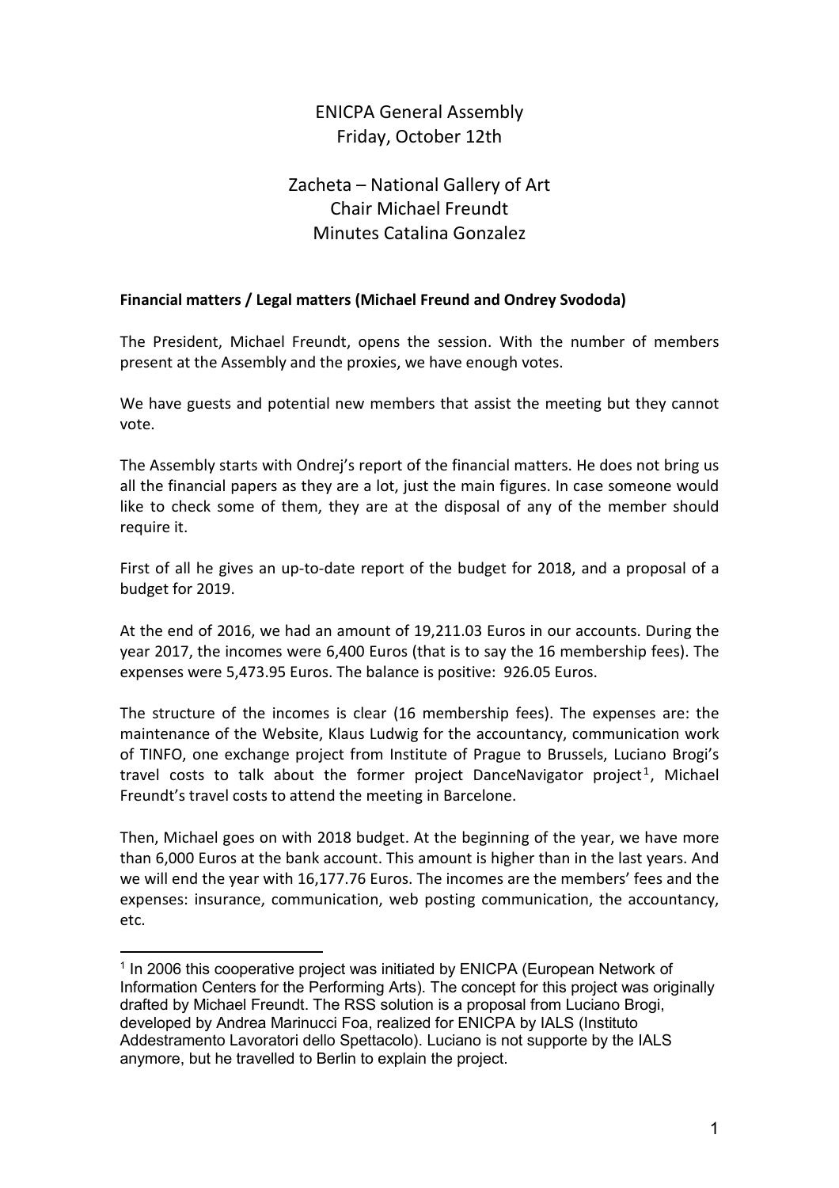# ENICPA General Assembly
## Friday, October 12th

## Zacheta – National Gallery of Art
## Chair Michael Freundt
## Minutes Catalina Gonzalez

**Financial matters / Legal matters (Michael Freund and Ondrey Svododa)**

The President, Michael Freundt, opens the session. With the number of members present at the Assembly and the proxies, we have enough votes.

We have guests and potential new members that assist the meeting but they cannot vote.

The Assembly starts with Ondrej's report of the financial matters. He does not bring us all the financial papers as they are a lot, just the main figures. In case someone would like to check some of them, they are at the disposal of any of the member should require it.

First of all he gives an up-to-date report of the budget for 2018, and a proposal of a budget for 2019.

At the end of 2016, we had an amount of 19,211.03 Euros in our accounts. During the year 2017, the incomes were 6,400 Euros (that is to say the 16 membership fees). The expenses were 5,473.95 Euros. The balance is positive: 926.05 Euros.

The structure of the incomes is clear (16 membership fees). The expenses are: the maintenance of the Website, Klaus Ludwig for the accountancy, communication work of TINFO, one exchange project from Institute of Prague to Brussels, Luciano Brogi's travel costs to talk about the former project DanceNavigator project[1], Michael Freundt's travel costs to attend the meeting in Barcelone.

Then, Michael goes on with 2018 budget. At the beginning of the year, we have more than 6,000 Euros at the bank account. This amount is higher than in the last years. And we will end the year with 16,177.76 Euros. The incomes are the members' fees and the expenses: insurance, communication, web posting communication, the accountancy, etc.

---

[1] In 2006 this cooperative project was initiated by ENICPA (European Network of Information Centers for the Performing Arts). The concept for this project was originally drafted by Michael Freundt. The RSS solution is a proposal from Luciano Brogi, developed by Andrea Marinucci Foa, realized for ENICPA by IALS (Instituto Addestramento Lavoratori dello Spettacolo). Luciano is not supporte by the IALS anymore, but he travelled to Berlin to explain the project.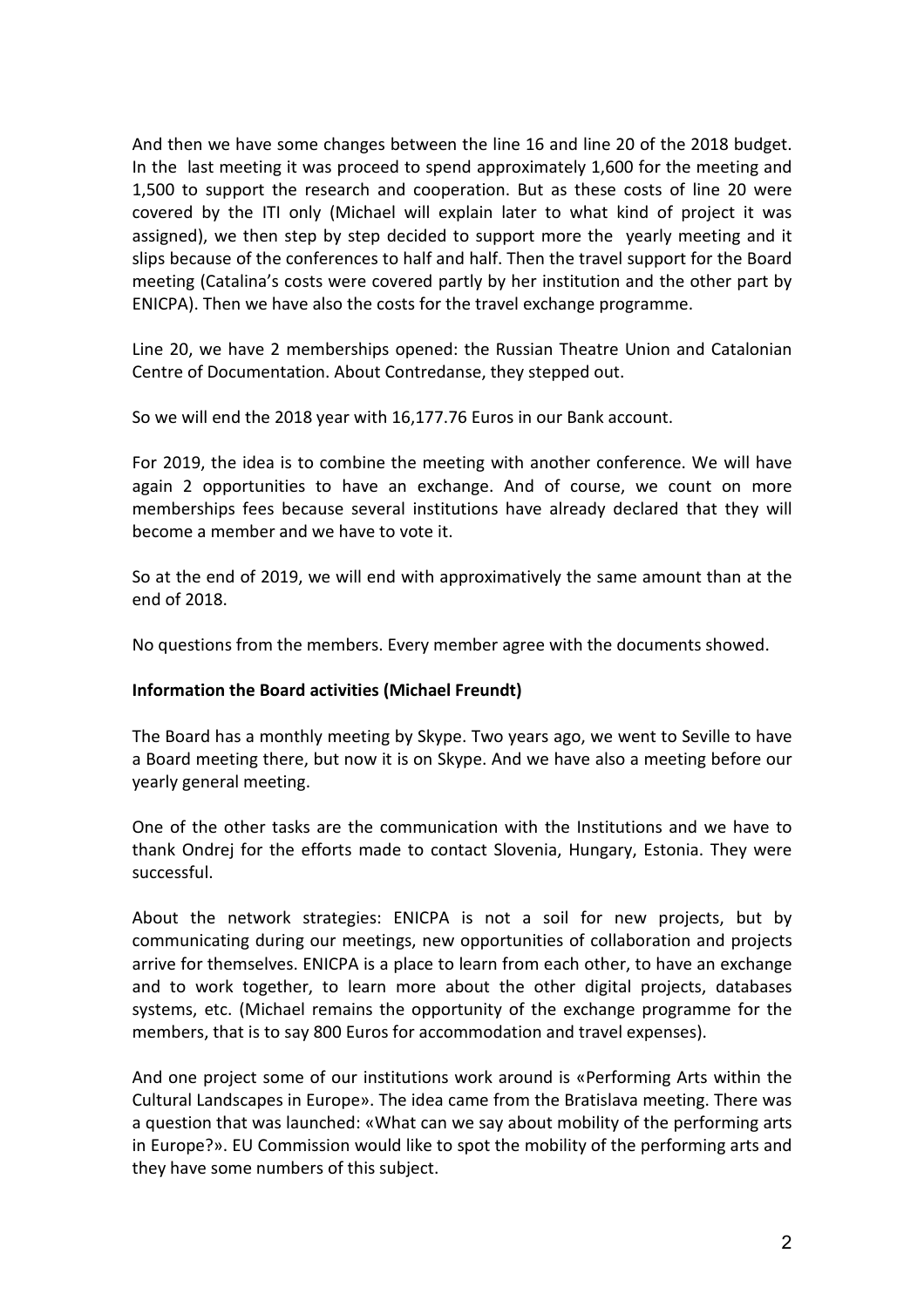And then we have some changes between the line 16 and line 20 of the 2018 budget. In the last meeting it was proceed to spend approximately 1,600 for the meeting and 1,500 to support the research and cooperation. But as these costs of line 20 were covered by the ITI only (Michael will explain later to what kind of project it was assigned), we then step by step decided to support more the yearly meeting and it slips because of the conferences to half and half. Then the travel support for the Board meeting (Catalina's costs were covered partly by her institution and the other part by ENICPA). Then we have also the costs for the travel exchange programme.

Line 20, we have 2 memberships opened: the Russian Theatre Union and Catalonian Centre of Documentation. About Contredanse, they stepped out.

So we will end the 2018 year with 16,177.76 Euros in our Bank account.

For 2019, the idea is to combine the meeting with another conference. We will have again 2 opportunities to have an exchange. And of course, we count on more memberships fees because several institutions have already declared that they will become a member and we have to vote it.

So at the end of 2019, we will end with approximatively the same amount than at the end of 2018.

No questions from the members. Every member agree with the documents showed.

**Information the Board activities (Michael Freundt)**

The Board has a monthly meeting by Skype. Two years ago, we went to Seville to have a Board meeting there, but now it is on Skype. And we have also a meeting before our yearly general meeting.

One of the other tasks are the communication with the Institutions and we have to thank Ondrej for the efforts made to contact Slovenia, Hungary, Estonia. They were successful.

About the network strategies: ENICPA is not a soil for new projects, but by communicating during our meetings, new opportunities of collaboration and projects arrive for themselves. ENICPA is a place to learn from each other, to have an exchange and to work together, to learn more about the other digital projects, databases systems, etc. (Michael remains the opportunity of the exchange programme for the members, that is to say 800 Euros for accommodation and travel expenses).

And one project some of our institutions work around is «Performing Arts within the Cultural Landscapes in Europe». The idea came from the Bratislava meeting. There was a question that was launched: «What can we say about mobility of the performing arts in Europe?». EU Commission would like to spot the mobility of the performing arts and they have some numbers of this subject.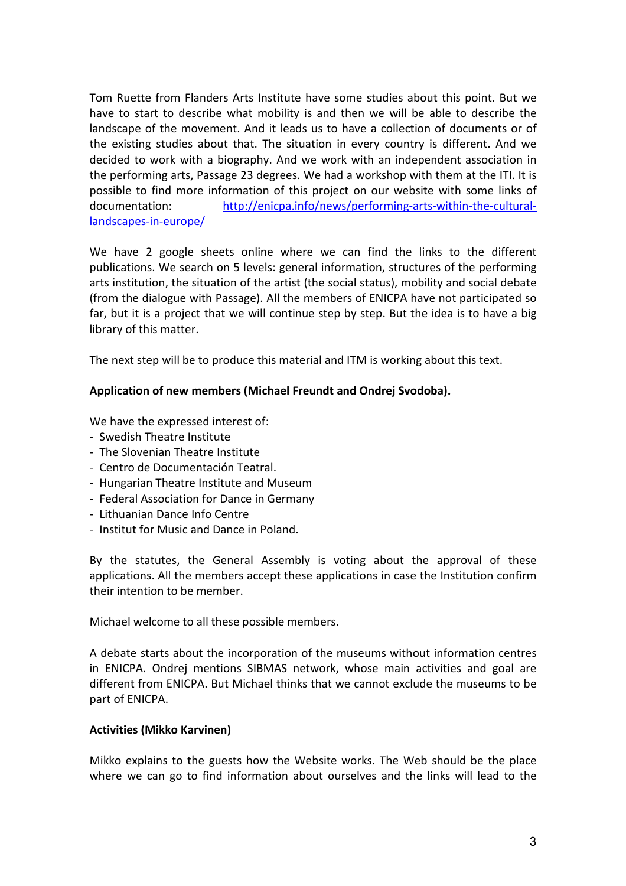Tom Ruette from Flanders Arts Institute have some studies about this point. But we have to start to describe what mobility is and then we will be able to describe the landscape of the movement. And it leads us to have a collection of documents or of the existing studies about that. The situation in every country is different. And we decided to work with a biography. And we work with an independent association in the performing arts, Passage 23 degrees. We had a workshop with them at the ITI. It is possible to find more information of this project on our website with some links of documentation: [http://enicpa.info/news/performing-arts-within-the-cultural-landscapes-in-europe/](http://enicpa.info/news/performing-arts-within-the-cultural-landscapes-in-europe/)

We have 2 google sheets online where we can find the links to the different publications. We search on 5 levels: general information, structures of the performing arts institution, the situation of the artist (the social status), mobility and social debate (from the dialogue with Passage). All the members of ENICPA have not participated so far, but it is a project that we will continue step by step. But the idea is to have a big library of this matter.

The next step will be to produce this material and ITM is working about this text.

**Application of new members (Michael Freundt and Ondrej Svodoba).**

We have the expressed interest of:

- Swedish Theatre Institute
- The Slovenian Theatre Institute
- Centro de Documentación Teatral.
- Hungarian Theatre Institute and Museum
- Federal Association for Dance in Germany
- Lithuanian Dance Info Centre
- Institut for Music and Dance in Poland.

By the statutes, the General Assembly is voting about the approval of these applications. All the members accept these applications in case the Institution confirm their intention to be member.

Michael welcome to all these possible members.

A debate starts about the incorporation of the museums without information centres in ENICPA. Ondrej mentions SIBMAS network, whose main activities and goal are different from ENICPA. But Michael thinks that we cannot exclude the museums to be part of ENICPA.

**Activities (Mikko Karvinen)**

Mikko explains to the guests how the Website works. The Web should be the place where we can go to find information about ourselves and the links will lead to the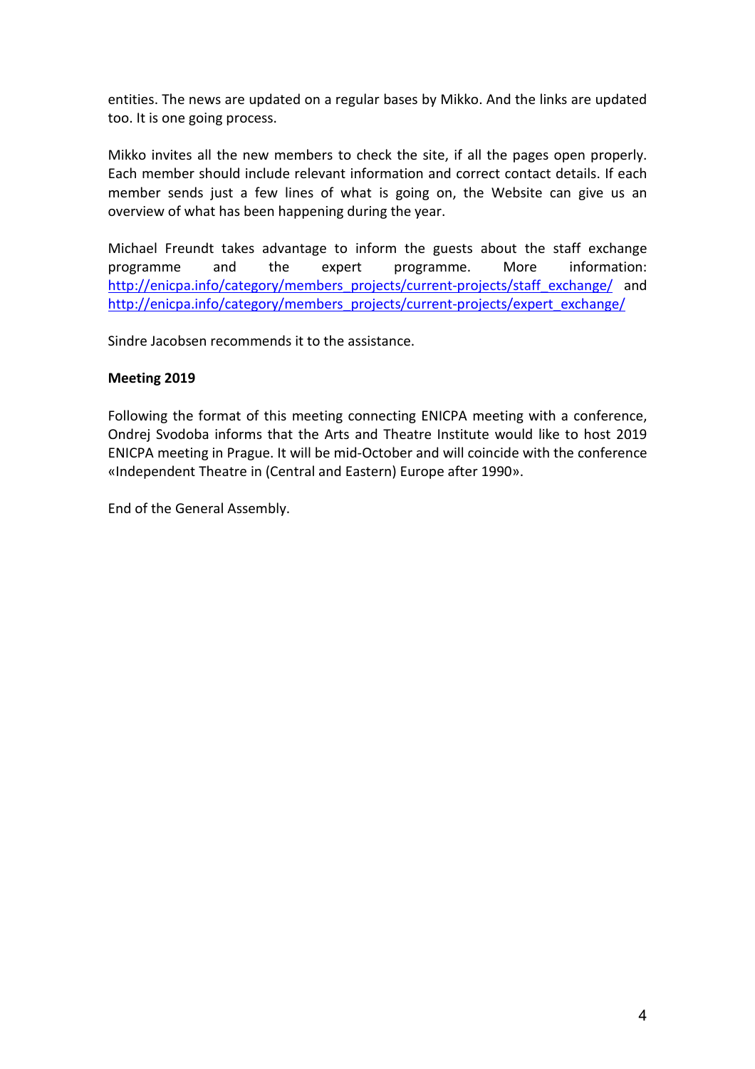entities. The news are updated on a regular bases by Mikko. And the links are updated too. It is one going process.

Mikko invites all the new members to check the site, if all the pages open properly. Each member should include relevant information and correct contact details. If each member sends just a few lines of what is going on, the Website can give us an overview of what has been happening during the year.

Michael Freundt takes advantage to inform the guests about the staff exchange programme and the expert programme. More information: http://enicpa.info/category/members_projects/current-projects/staff_exchange/ and http://enicpa.info/category/members_projects/current-projects/expert_exchange/

Sindre Jacobsen recommends it to the assistance.

**Meeting 2019**

Following the format of this meeting connecting ENICPA meeting with a conference, Ondrej Svodoba informs that the Arts and Theatre Institute would like to host 2019 ENICPA meeting in Prague. It will be mid-October and will coincide with the conference «Independent Theatre in (Central and Eastern) Europe after 1990».

End of the General Assembly.